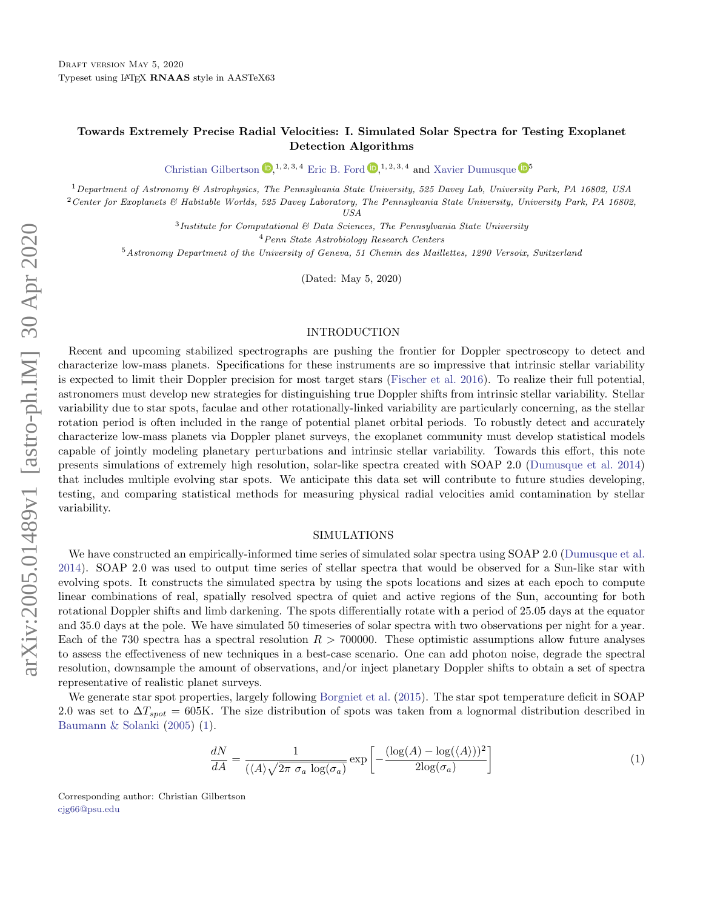Draft version May 5, 2020

Typeset using LaTeX **RNAAS** style in AASTeX63

# Towards Extremely Precise Radial Velocities: I. Simulated Solar Spectra for Testing Exoplanet Detection Algorithms

Christian Gilbertson[1,2,3,4] Eric B. Ford[1,2,3,4] and Xavier Dumusque[5]

[1] *Department of Astronomy & Astrophysics, The Pennsylvania State University, 525 Davey Lab, University Park, PA 16802, USA*

[2] *Center for Exoplanets & Habitable Worlds, 525 Davey Laboratory, The Pennsylvania State University, University Park, PA 16802, USA*

[3] *Institute for Computational & Data Sciences, The Pennsylvania State University*

[4] *Penn State Astrobiology Research Centers*

[5] *Astronomy Department of the University of Geneva, 51 Chemin des Maillettes, 1290 Versoix, Switzerland*

(Dated: May 5, 2020)

## INTRODUCTION

Recent and upcoming stabilized spectrographs are pushing the frontier for Doppler spectroscopy to detect and characterize low-mass planets. Specifications for these instruments are so impressive that intrinsic stellar variability is expected to limit their Doppler precision for most target stars (Fischer et al. 2016). To realize their full potential, astronomers must develop new strategies for distinguishing true Doppler shifts from intrinsic stellar variability. Stellar variability due to star spots, faculae and other rotationally-linked variability are particularly concerning, as the stellar rotation period is often included in the range of potential planet orbital periods. To robustly detect and accurately characterize low-mass planets via Doppler planet surveys, the exoplanet community must develop statistical models capable of jointly modeling planetary perturbations and intrinsic stellar variability. Towards this effort, this note presents simulations of extremely high resolution, solar-like spectra created with SOAP 2.0 (Dumusque et al. 2014) that includes multiple evolving star spots. We anticipate this data set will contribute to future studies developing, testing, and comparing statistical methods for measuring physical radial velocities amid contamination by stellar variability.

## SIMULATIONS

We have constructed an empirically-informed time series of simulated solar spectra using SOAP 2.0 (Dumusque et al. 2014). SOAP 2.0 was used to output time series of stellar spectra that would be observed for a Sun-like star with evolving spots. It constructs the simulated spectra by using the spots locations and sizes at each epoch to compute linear combinations of real, spatially resolved spectra of quiet and active regions of the Sun, accounting for both rotational Doppler shifts and limb darkening. The spots differentially rotate with a period of 25.05 days at the equator and 35.0 days at the pole. We have simulated 50 timeseries of solar spectra with two observations per night for a year. Each of the 730 spectra has a spectral resolution $R > 700000$. These optimistic assumptions allow future analyses to assess the effectiveness of new techniques in a best-case scenario. One can add photon noise, degrade the spectral resolution, downsample the amount of observations, and/or inject planetary Doppler shifts to obtain a set of spectra representative of realistic planet surveys.

We generate star spot properties, largely following Borgniet et al. (2015). The star spot temperature deficit in SOAP 2.0 was set to $\Delta T_{spot} = 605$K. The size distribution of spots was taken from a lognormal distribution described in Baumann & Solanki (2005) (1).

$$\frac{dN}{dA} = \frac{1}{(\langle A\rangle\sqrt{2\pi\ \sigma_a\ \log(\sigma_a)}} \exp\left[-\frac{(\log(A) - \log(\langle A\rangle))^2}{2\log(\sigma_a)}\right] \tag{1}$$

Corresponding author: Christian Gilbertson

cjg66@psu.edu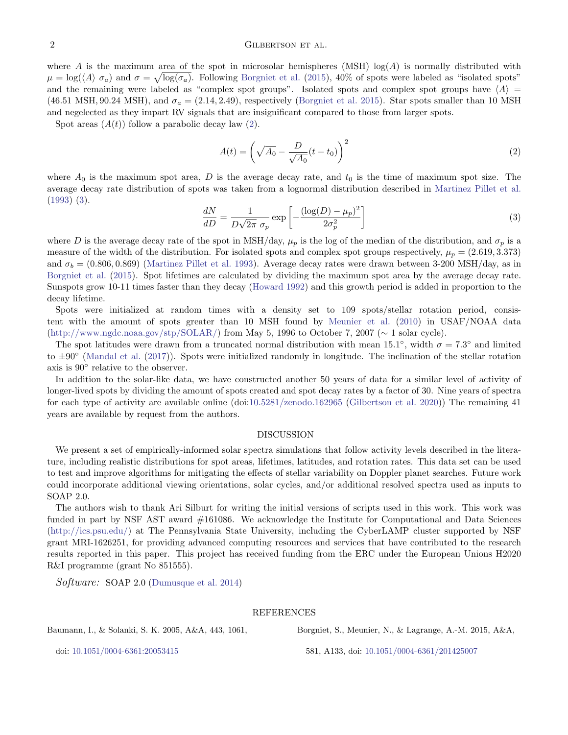where $A$ is the maximum area of the spot in microsolar hemispheres (MSH) $\log(A)$ is normally distributed with $\mu = \log(\langle A \rangle\ \sigma_a)$ and $\sigma = \sqrt{\log(\sigma_a)}$. Following Borgniet et al. (2015), 40% of spots were labeled as "isolated spots" and the remaining were labeled as "complex spot groups". Isolated spots and complex spot groups have $\langle A \rangle = (46.51\ \mathrm{MSH}, 90.24\ \mathrm{MSH})$, and $\sigma_a = (2.14, 2.49)$, respectively (Borgniet et al. 2015). Star spots smaller than 10 MSH and negelected as they impart RV signals that are insignificant compared to those from larger spots.

Spot areas ($A(t)$) follow a parabolic decay law (2).

$$A(t) = \left( \sqrt{A_0} - \frac{D}{\sqrt{A_0}}(t - t_0) \right)^2 \tag{2}$$

where $A_0$ is the maximum spot area, $D$ is the average decay rate, and $t_0$ is the time of maximum spot size. The average decay rate distribution of spots was taken from a lognormal distribution described in Martinez Pillet et al. (1993) (3).

$$\frac{dN}{dD} = \frac{1}{D\sqrt{2\pi}\ \sigma_p} \exp\left[ -\frac{(\log(D) - \mu_p)^2}{2\sigma_p^2} \right] \tag{3}$$

where $D$ is the average decay rate of the spot in MSH/day, $\mu_p$ is the log of the median of the distribution, and $\sigma_p$ is a measure of the width of the distribution. For isolated spots and complex spot groups respectively, $\mu_p = (2.619, 3.373)$ and $\sigma_b = (0.806, 0.869)$ (Martinez Pillet et al. 1993). Average decay rates were drawn between 3-200 MSH/day, as in Borgniet et al. (2015). Spot lifetimes are calculated by dividing the maximum spot area by the average decay rate. Sunspots grow 10-11 times faster than they decay (Howard 1992) and this growth period is added in proportion to the decay lifetime.

Spots were initialized at random times with a density set to 109 spots/stellar rotation period, consistent with the amount of spots greater than 10 MSH found by Meunier et al. (2010) in USAF/NOAA data (http://www.ngdc.noaa.gov/stp/SOLAR/) from May 5, 1996 to October 7, 2007 ($\sim$ 1 solar cycle).

The spot latitudes were drawn from a truncated normal distribution with mean 15.1°, width $\sigma = 7.3°$ and limited to $\pm 90°$ (Mandal et al. (2017)). Spots were initialized randomly in longitude. The inclination of the stellar rotation axis is 90° relative to the observer.

In addition to the solar-like data, we have constructed another 50 years of data for a similar level of activity of longer-lived spots by dividing the amount of spots created and spot decay rates by a factor of 30. Nine years of spectra for each type of activity are available online (doi:10.5281/zenodo.162965 (Gilbertson et al. 2020)) The remaining 41 years are available by request from the authors.

## DISCUSSION

We present a set of empirically-informed solar spectra simulations that follow activity levels described in the literature, including realistic distributions for spot areas, lifetimes, latitudes, and rotation rates. This data set can be used to test and improve algorithms for mitigating the effects of stellar variability on Doppler planet searches. Future work could incorporate additional viewing orientations, solar cycles, and/or additional resolved spectra used as inputs to SOAP 2.0.

The authors wish to thank Ari Silburt for writing the initial versions of scripts used in this work. This work was funded in part by NSF AST award #161086. We acknowledge the Institute for Computational and Data Sciences (http://ics.psu.edu/) at The Pennsylvania State University, including the CyberLAMP cluster supported by NSF grant MRI-1626251, for providing advanced computing resources and services that have contributed to the research results reported in this paper. This project has received funding from the ERC under the European Unions H2020 R&I programme (grant No 851555).

*Software:* SOAP 2.0 (Dumusque et al. 2014)

## REFERENCES

Baumann, I., & Solanki, S. K. 2005, A&A, 443, 1061, doi: 10.1051/0004-6361:20053415

Borgniet, S., Meunier, N., & Lagrange, A.-M. 2015, A&A, 581, A133, doi: 10.1051/0004-6361/201425007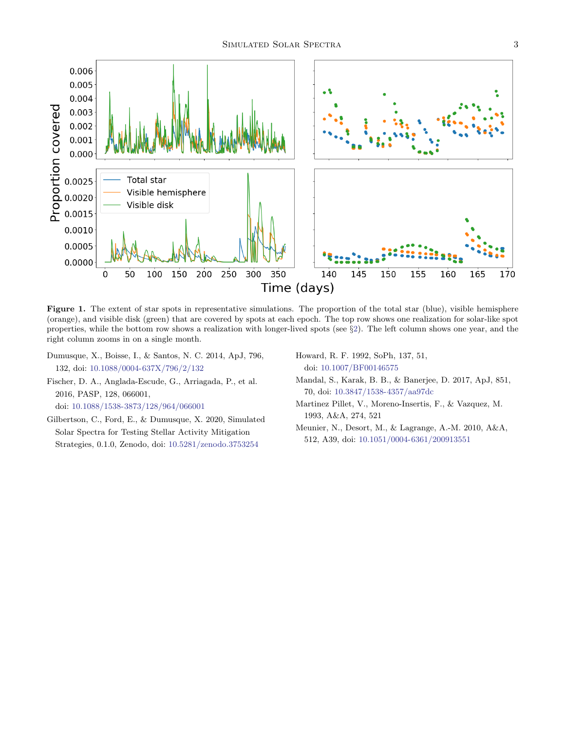Proportion covered

0.006
0.005
0.004
0.003
0.002
0.001
0.000

0.0025
0.0020
0.0015
0.0010
0.0005
0.0000

Total star
Visible hemisphere
Visible disk

0 50 100 150 200 250 300 350

140 145 150 155 160 165 170

Time (days)

**Figure 1.** The extent of star spots in representative simulations. The proportion of the total star (blue), visible hemisphere (orange), and visible disk (green) that are covered by spots at each epoch. The top row shows one realization for solar-like spot properties, while the bottom row shows a realization with longer-lived spots (see §2). The left column shows one year, and the right column zooms in on a single month.

Dumusque, X., Boisse, I., & Santos, N. C. 2014, ApJ, 796, 132, doi: 10.1088/0004-637X/796/2/132

Fischer, D. A., Anglada-Escude, G., Arriagada, P., et al. 2016, PASP, 128, 066001, doi: 10.1088/1538-3873/128/964/066001

Gilbertson, C., Ford, E., & Dumusque, X. 2020, Simulated Solar Spectra for Testing Stellar Activity Mitigation Strategies, 0.1.0, Zenodo, doi: 10.5281/zenodo.3753254

Howard, R. F. 1992, SoPh, 137, 51, doi: 10.1007/BF00146575

Mandal, S., Karak, B. B., & Banerjee, D. 2017, ApJ, 851, 70, doi: 10.3847/1538-4357/aa97dc

Martinez Pillet, V., Moreno-Insertis, F., & Vazquez, M. 1993, A&A, 274, 521

Meunier, N., Desort, M., & Lagrange, A.-M. 2010, A&A, 512, A39, doi: 10.1051/0004-6361/200913551